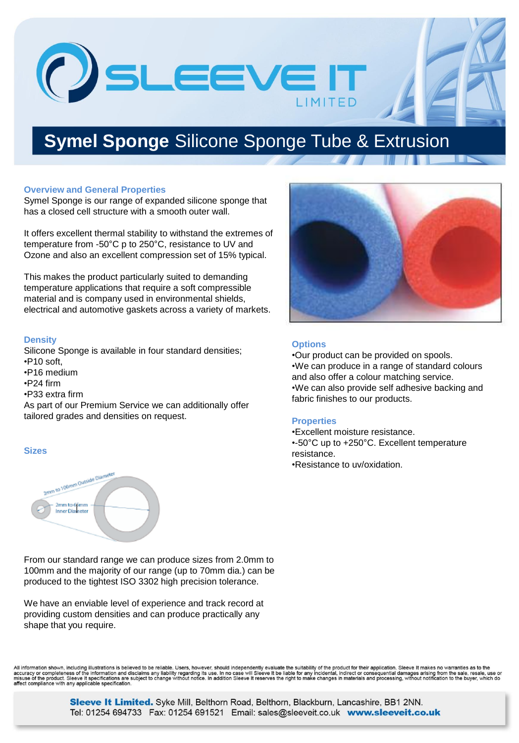# SLEEVE IT LIMITED

## Symel Sponge Silicone Sponge Tube & Extrusion

### Overview and General Properties

Symel Sponge is our range of expanded silicone sponge that has a closed cell structure with a smooth outer wall.

It offers excellent thermal stability to withstand the extremes of temperature from -50°C p to 250°C, resistance to UV and Ozone and also an excellent compression set of 15% typical.

This makes the product particularly suited to demanding temperature applications that require a soft compressible material and is company used in environmental shields, electrical and automotive gaskets across a variety of markets.

### Density

Silicone Sponge is available in four standard densities;

- •P10 soft,
- •P16 medium
- •P24 firm
- •P33 extra firm

As part of our Premium Service we can additionally offer tailored grades and densities on request.

### Sizes

2mm to 100mm Outside Diameter

2mm to 66mm Inner Diameter

From our standard range we can produce sizes from 2.0mm to 100mm and the majority of our range (up to 70mm dia.) can be produced to the tightest ISO 3302 high precision tolerance.

We have an enviable level of experience and track record at providing custom densities and can produce practically any shape that you require.

### Options

- •Our product can be provided on spools.
- •We can produce in a range of standard colours and also offer a colour matching service.
- •We can also provide self adhesive backing and fabric finishes to our products.

### Properties

- •Excellent moisture resistance.
- •-50°C up to +250°C. Excellent temperature resistance.
- •Resistance to uv/oxidation.

All information shown, including illustrations is believed to be reliable. Users, however, should independently evaluate the suitability of the product for their application. Sleeve It makes no warranties as to the accuracy or completeness of the information and disclaims any liability regarding its use. In no case will Sleeve It be liable for any incidental, indirect or consequential damages arising from the sale, resale, use or misuse of the product. Sleeve It specifications are subject to change without notice. In addition Sleeve It reserves the right to make changes in materials and processing, without notification to the buyer, which do affect compliance with any applicable specification.

**Sleeve It Limited.** Syke Mill, Belthorn Road, Belthorn, Blackburn, Lancashire, BB1 2NN.
Tel: 01254 694733 Fax: 01254 691521 Email: sales@sleeveit.co.uk **www.sleeveit.co.uk**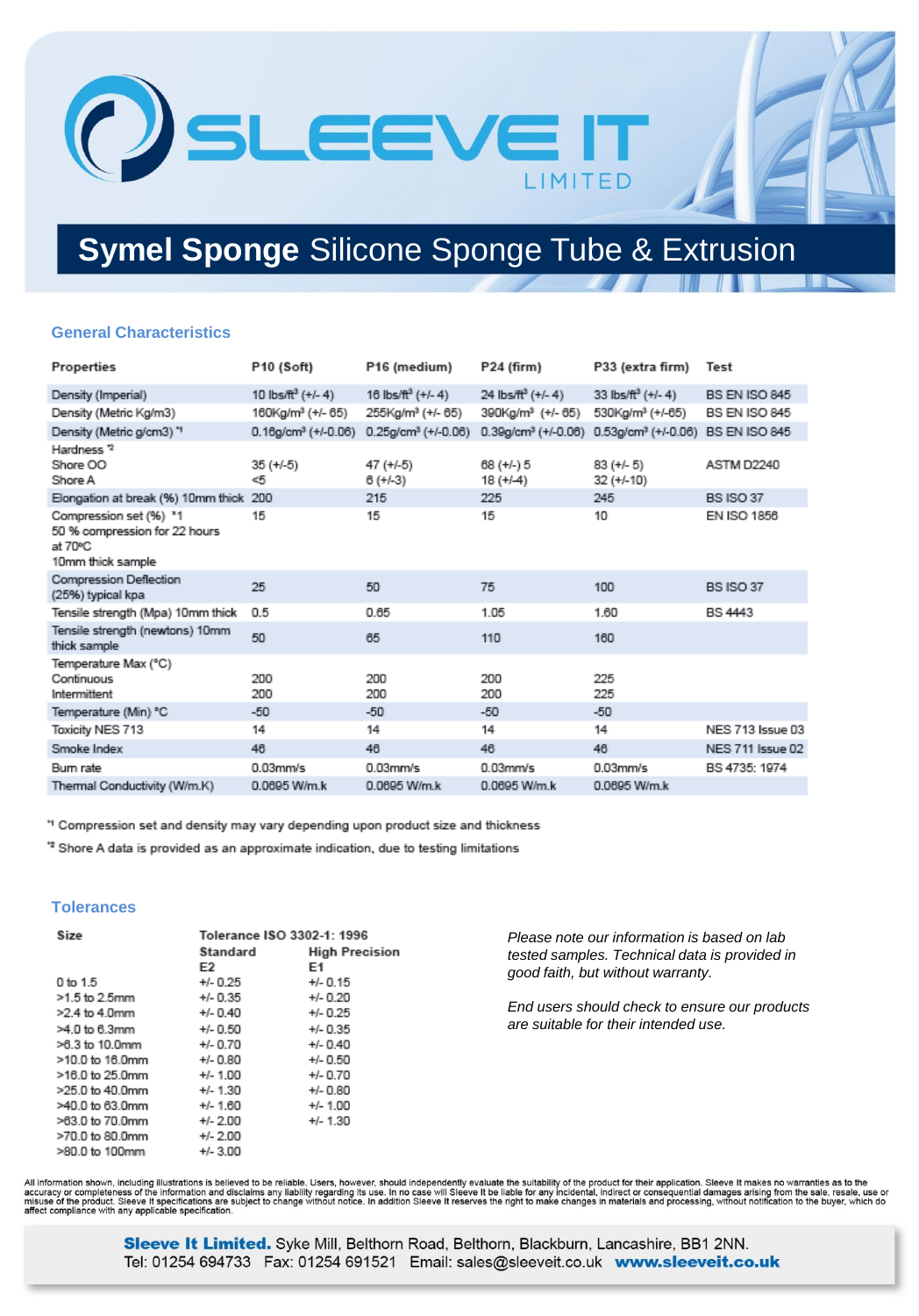# SLEEVE IT LIMITED

## **Symel Sponge** Silicone Sponge Tube & Extrusion

### General Characteristics

| Properties | P10 (Soft) | P16 (medium) | P24 (firm) | P33 (extra firm) | Test |
|---|---|---|---|---|---|
| Density (Imperial) | 10 lbs/ft³ (+/- 4) | 16 lbs/ft³ (+/- 4) | 24 lbs/ft³ (+/- 4) | 33 lbs/ft³ (+/- 4) | BS EN ISO 845 |
| Density (Metric Kg/m3) | 160Kg/m³ (+/- 65) | 255Kg/m³ (+/- 65) | 390Kg/m³ (+/- 65) | 530Kg/m³ (+/-65) | BS EN ISO 845 |
| Density (Metric g/cm3) *1 | 0.16g/cm³ (+/-0.06) | 0.25g/cm³ (+/-0.06) | 0.39g/cm³ (+/-0.06) | 0.53g/cm³ (+/-0.06) | BS EN ISO 845 |
| Hardness *2<br>Shore OO<br>Shore A | 35 (+/-5)<br><5 | 47 (+/-5)<br>6 (+/-3) | 68 (+/-) 5<br>18 (+/-4) | 83 (+/- 5)<br>32 (+/-10) | ASTM D2240 |
| Elongation at break (%) 10mm thick | 200 | 215 | 225 | 245 | BS ISO 37 |
| Compression set (%) *1<br>50 % compression for 22 hours at 70ºC<br>10mm thick sample | 15 | 15 | 15 | 10 | EN ISO 1856 |
| Compression Deflection (25%) typical kpa | 25 | 50 | 75 | 100 | BS ISO 37 |
| Tensile strength (Mpa) 10mm thick | 0.5 | 0.65 | 1.05 | 1.60 | BS 4443 |
| Tensile strength (newtons) 10mm thick sample | 50 | 65 | 110 | 160 | |
| Temperature Max (°C)<br>Continuous<br>Intermittent | 200<br>200 | 200<br>200 | 200<br>200 | 225<br>225 | |
| Temperature (Min) °C | -50 | -50 | -50 | -50 | |
| Toxicity NES 713 | 14 | 14 | 14 | 14 | NES 713 Issue 03 |
| Smoke Index | 46 | 46 | 46 | 46 | NES 711 Issue 02 |
| Burn rate | 0.03mm/s | 0.03mm/s | 0.03mm/s | 0.03mm/s | BS 4735: 1974 |
| Thermal Conductivity (W/m.K) | 0.0695 W/m.k | 0.0695 W/m.k | 0.0695 W/m.k | 0.0695 W/m.k | |

*1 Compression set and density may vary depending upon product size and thickness

*2 Shore A data is provided as an approximate indication, due to testing limitations

### Tolerances

| Size | Tolerance ISO 3302-1: 1996 | |
|---|---|---|
| | Standard E2 | High Precision E1 |
| 0 to 1.5 | +/- 0.25 | +/- 0.15 |
| >1.5 to 2.5mm | +/- 0.35 | +/- 0.20 |
| >2.4 to 4.0mm | +/- 0.40 | +/- 0.25 |
| >4.0 to 6.3mm | +/- 0.50 | +/- 0.35 |
| >6.3 to 10.0mm | +/- 0.70 | +/- 0.40 |
| >10.0 to 16.0mm | +/- 0.80 | +/- 0.50 |
| >16.0 to 25.0mm | +/- 1.00 | +/- 0.70 |
| >25.0 to 40.0mm | +/- 1.30 | +/- 0.80 |
| >40.0 to 63.0mm | +/- 1.60 | +/- 1.00 |
| >63.0 to 70.0mm | +/- 2.00 | +/- 1.30 |
| >70.0 to 80.0mm | +/- 2.00 | |
| >80.0 to 100mm | +/- 3.00 | |

*Please note our information is based on lab tested samples. Technical data is provided in good faith, but without warranty.*

*End users should check to ensure our products are suitable for their intended use.*

All information shown, including illustrations is believed to be reliable. Users, however, should independently evaluate the suitability of the product for their application. Sleeve It makes no warranties as to the accuracy or completeness of the information and disclaims any liability regarding its use. In no case will Sleeve It be liable for any incidental, indirect or consequential damages arising from the sale, resale, use or misuse of the product. Sleeve It specifications are subject to change without notice. In addition Sleeve It reserves the right to make changes in materials and processing, without notification to the buyer, which do affect compliance with any applicable specification.

**Sleeve It Limited.** Syke Mill, Belthorn Road, Belthorn, Blackburn, Lancashire, BB1 2NN.
Tel: 01254 694733 Fax: 01254 691521 Email: sales@sleeveit.co.uk **www.sleeveit.co.uk**